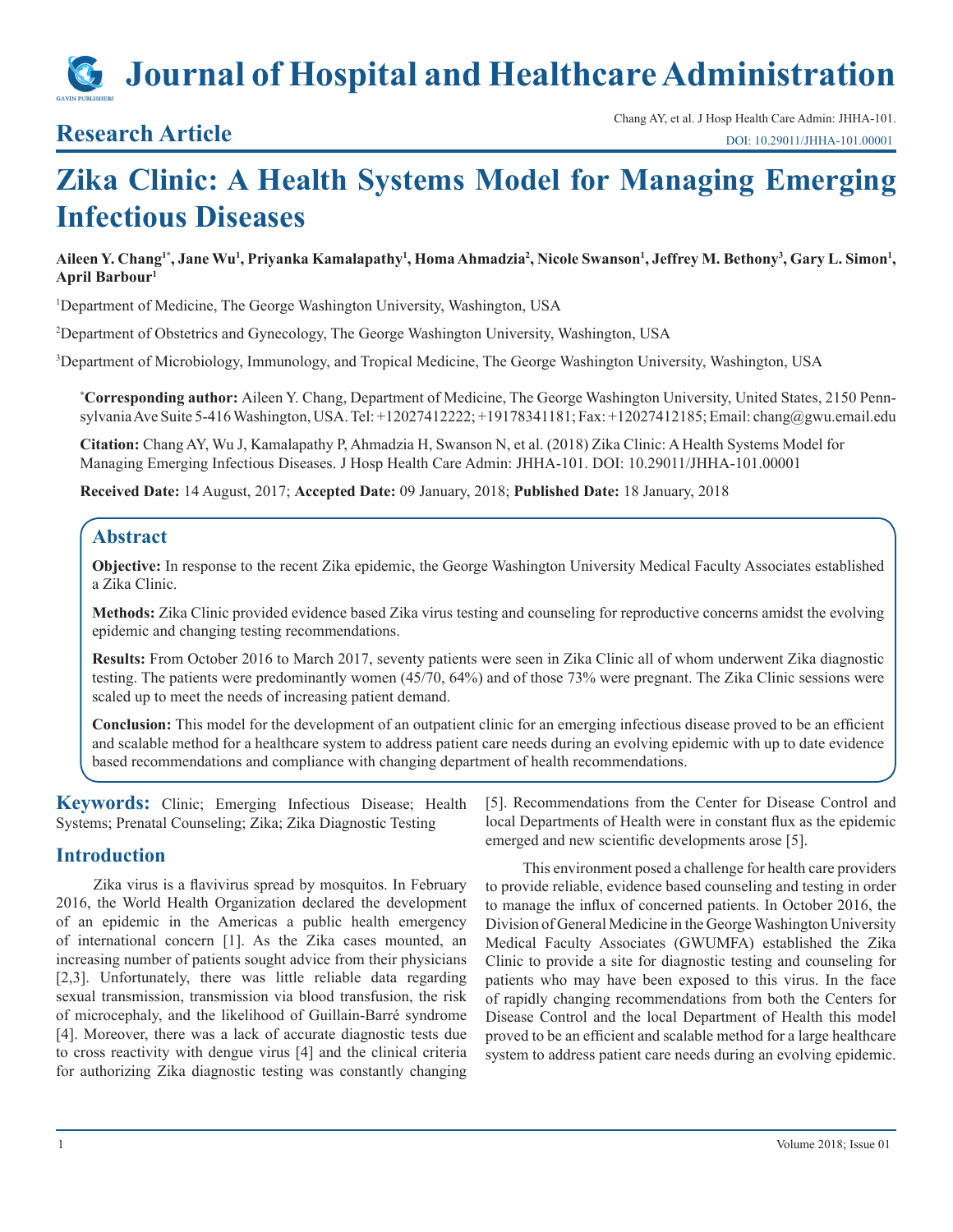# Journal of Hospital and Healthcare Administration

## Research Article

Chang AY, et al. J Hosp Health Care Admin: JHHA-101.
DOI: 10.29011/JHHA-101.00001

# Zika Clinic: A Health Systems Model for Managing Emerging Infectious Diseases

**Aileen Y. Chang[1*], Jane Wu[1], Priyanka Kamalapathy[1], Homa Ahmadzia[2], Nicole Swanson[1], Jeffrey M. Bethony[3], Gary L. Simon[1], April Barbour[1]**

[1]Department of Medicine, The George Washington University, Washington, USA

[2]Department of Obstetrics and Gynecology, The George Washington University, Washington, USA

[3]Department of Microbiology, Immunology, and Tropical Medicine, The George Washington University, Washington, USA

[*]**Corresponding author:** Aileen Y. Chang, Department of Medicine, The George Washington University, United States, 2150 Pennsylvania Ave Suite 5-416 Washington, USA. Tel: +12027412222; +19178341181; Fax: +12027412185; Email: chang@gwu.email.edu

**Citation:** Chang AY, Wu J, Kamalapathy P, Ahmadzia H, Swanson N, et al. (2018) Zika Clinic: A Health Systems Model for Managing Emerging Infectious Diseases. J Hosp Health Care Admin: JHHA-101. DOI: 10.29011/JHHA-101.00001

**Received Date:** 14 August, 2017; **Accepted Date:** 09 January, 2018; **Published Date:** 18 January, 2018

## Abstract

**Objective:** In response to the recent Zika epidemic, the George Washington University Medical Faculty Associates established a Zika Clinic.

**Methods:** Zika Clinic provided evidence based Zika virus testing and counseling for reproductive concerns amidst the evolving epidemic and changing testing recommendations.

**Results:** From October 2016 to March 2017, seventy patients were seen in Zika Clinic all of whom underwent Zika diagnostic testing. The patients were predominantly women (45/70, 64%) and of those 73% were pregnant. The Zika Clinic sessions were scaled up to meet the needs of increasing patient demand.

**Conclusion:** This model for the development of an outpatient clinic for an emerging infectious disease proved to be an efficient and scalable method for a healthcare system to address patient care needs during an evolving epidemic with up to date evidence based recommendations and compliance with changing department of health recommendations.

**Keywords:** Clinic; Emerging Infectious Disease; Health Systems; Prenatal Counseling; Zika; Zika Diagnostic Testing

## Introduction

Zika virus is a flavivirus spread by mosquitos. In February 2016, the World Health Organization declared the development of an epidemic in the Americas a public health emergency of international concern [1]. As the Zika cases mounted, an increasing number of patients sought advice from their physicians [2,3]. Unfortunately, there was little reliable data regarding sexual transmission, transmission via blood transfusion, the risk of microcephaly, and the likelihood of Guillain-Barré syndrome [4]. Moreover, there was a lack of accurate diagnostic tests due to cross reactivity with dengue virus [4] and the clinical criteria for authorizing Zika diagnostic testing was constantly changing [5]. Recommendations from the Center for Disease Control and local Departments of Health were in constant flux as the epidemic emerged and new scientific developments arose [5].

This environment posed a challenge for health care providers to provide reliable, evidence based counseling and testing in order to manage the influx of concerned patients. In October 2016, the Division of General Medicine in the George Washington University Medical Faculty Associates (GWUMFA) established the Zika Clinic to provide a site for diagnostic testing and counseling for patients who may have been exposed to this virus. In the face of rapidly changing recommendations from both the Centers for Disease Control and the local Department of Health this model proved to be an efficient and scalable method for a large healthcare system to address patient care needs during an evolving epidemic.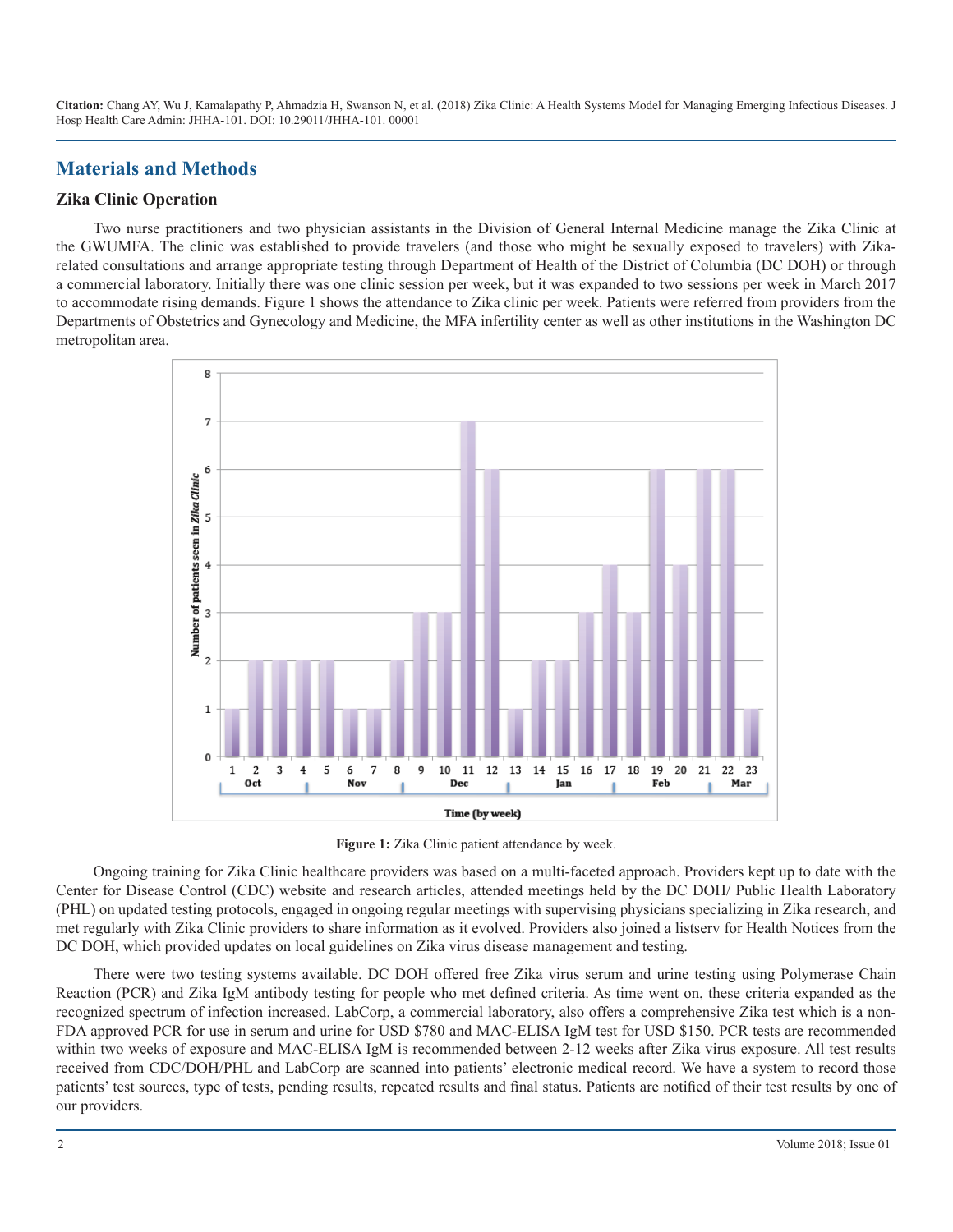## Materials and Methods

### Zika Clinic Operation

Two nurse practitioners and two physician assistants in the Division of General Internal Medicine manage the Zika Clinic at the GWUMFA. The clinic was established to provide travelers (and those who might be sexually exposed to travelers) with Zika-related consultations and arrange appropriate testing through Department of Health of the District of Columbia (DC DOH) or through a commercial laboratory. Initially there was one clinic session per week, but it was expanded to two sessions per week in March 2017 to accommodate rising demands. Figure 1 shows the attendance to Zika clinic per week. Patients were referred from providers from the Departments of Obstetrics and Gynecology and Medicine, the MFA infertility center as well as other institutions in the Washington DC metropolitan area.

Number of patients seen in *Zika Clinic*

0 1 2 3 4 5 6 7 8

1 2 3 4 5 6 7 8 9 10 11 12 13 14 15 16 17 18 19 20 21 22 23

Oct Nov Dec Jan Feb Mar

Time (by week)

**Figure 1:** Zika Clinic patient attendance by week.

Ongoing training for Zika Clinic healthcare providers was based on a multi-faceted approach. Providers kept up to date with the Center for Disease Control (CDC) website and research articles, attended meetings held by the DC DOH/ Public Health Laboratory (PHL) on updated testing protocols, engaged in ongoing regular meetings with supervising physicians specializing in Zika research, and met regularly with Zika Clinic providers to share information as it evolved. Providers also joined a listserv for Health Notices from the DC DOH, which provided updates on local guidelines on Zika virus disease management and testing.

There were two testing systems available. DC DOH offered free Zika virus serum and urine testing using Polymerase Chain Reaction (PCR) and Zika IgM antibody testing for people who met defined criteria. As time went on, these criteria expanded as the recognized spectrum of infection increased. LabCorp, a commercial laboratory, also offers a comprehensive Zika test which is a non-FDA approved PCR for use in serum and urine for USD $780 and MAC-ELISA IgM test for USD $150. PCR tests are recommended within two weeks of exposure and MAC-ELISA IgM is recommended between 2-12 weeks after Zika virus exposure. All test results received from CDC/DOH/PHL and LabCorp are scanned into patients' electronic medical record. We have a system to record those patients' test sources, type of tests, pending results, repeated results and final status. Patients are notified of their test results by one of our providers.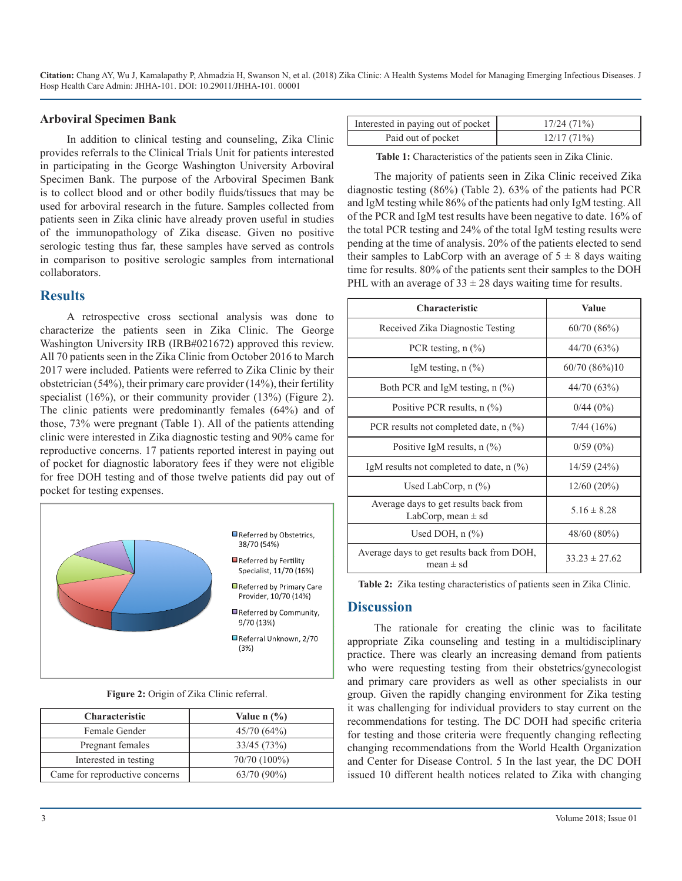## Arboviral Specimen Bank

In addition to clinical testing and counseling, Zika Clinic provides referrals to the Clinical Trials Unit for patients interested in participating in the George Washington University Arboviral Specimen Bank. The purpose of the Arboviral Specimen Bank is to collect blood and or other bodily fluids/tissues that may be used for arboviral research in the future. Samples collected from patients seen in Zika clinic have already proven useful in studies of the immunopathology of Zika disease. Given no positive serologic testing thus far, these samples have served as controls in comparison to positive serologic samples from international collaborators.

# Results

A retrospective cross sectional analysis was done to characterize the patients seen in Zika Clinic. The George Washington University IRB (IRB#021672) approved this review. All 70 patients seen in the Zika Clinic from October 2016 to March 2017 were included. Patients were referred to Zika Clinic by their obstetrician (54%), their primary care provider (14%), their fertility specialist (16%), or their community provider (13%) (Figure 2). The clinic patients were predominantly females (64%) and of those, 73% were pregnant (Table 1). All of the patients attending clinic were interested in Zika diagnostic testing and 90% came for reproductive concerns. 17 patients reported interest in paying out of pocket for diagnostic laboratory fees if they were not eligible for free DOH testing and of those twelve patients did pay out of pocket for testing expenses.

Referred by Obstetrics, 38/70 (54%)
Referred by Fertility Specialist, 11/70 (16%)
Referred by Primary Care Provider, 10/70 (14%)
Referred by Community, 9/70 (13%)
Referral Unknown, 2/70 (3%)

**Figure 2:** Origin of Zika Clinic referral.

| Characteristic | Value n (%) |
|---|---|
| Female Gender | 45/70 (64%) |
| Pregnant females | 33/45 (73%) |
| Interested in testing | 70/70 (100%) |
| Came for reproductive concerns | 63/70 (90%) |
| Interested in paying out of pocket | 17/24 (71%) |
| Paid out of pocket | 12/17 (71%) |

**Table 1:** Characteristics of the patients seen in Zika Clinic.

The majority of patients seen in Zika Clinic received Zika diagnostic testing (86%) (Table 2). 63% of the patients had PCR and IgM testing while 86% of the patients had only IgM testing. All of the PCR and IgM test results have been negative to date. 16% of the total PCR testing and 24% of the total IgM testing results were pending at the time of analysis. 20% of the patients elected to send their samples to LabCorp with an average of 5 ± 8 days waiting time for results. 80% of the patients sent their samples to the DOH PHL with an average of 33 ± 28 days waiting time for results.

| Characteristic | Value |
|---|---|
| Received Zika Diagnostic Testing | 60/70 (86%) |
| PCR testing, n (%) | 44/70 (63%) |
| IgM testing, n (%) | 60/70 (86%)10 |
| Both PCR and IgM testing, n (%) | 44/70 (63%) |
| Positive PCR results, n (%) | 0/44 (0%) |
| PCR results not completed date, n (%) | 7/44 (16%) |
| Positive IgM results, n (%) | 0/59 (0%) |
| IgM results not completed to date, n (%) | 14/59 (24%) |
| Used LabCorp, n (%) | 12/60 (20%) |
| Average days to get results back from LabCorp, mean ± sd | 5.16 ± 8.28 |
| Used DOH, n (%) | 48/60 (80%) |
| Average days to get results back from DOH, mean ± sd | 33.23 ± 27.62 |

**Table 2:** Zika testing characteristics of patients seen in Zika Clinic.

# Discussion

The rationale for creating the clinic was to facilitate appropriate Zika counseling and testing in a multidisciplinary practice. There was clearly an increasing demand from patients who were requesting testing from their obstetrics/gynecologist and primary care providers as well as other specialists in our group. Given the rapidly changing environment for Zika testing it was challenging for individual providers to stay current on the recommendations for testing. The DC DOH had specific criteria for testing and those criteria were frequently changing reflecting changing recommendations from the World Health Organization and Center for Disease Control. 5 In the last year, the DC DOH issued 10 different health notices related to Zika with changing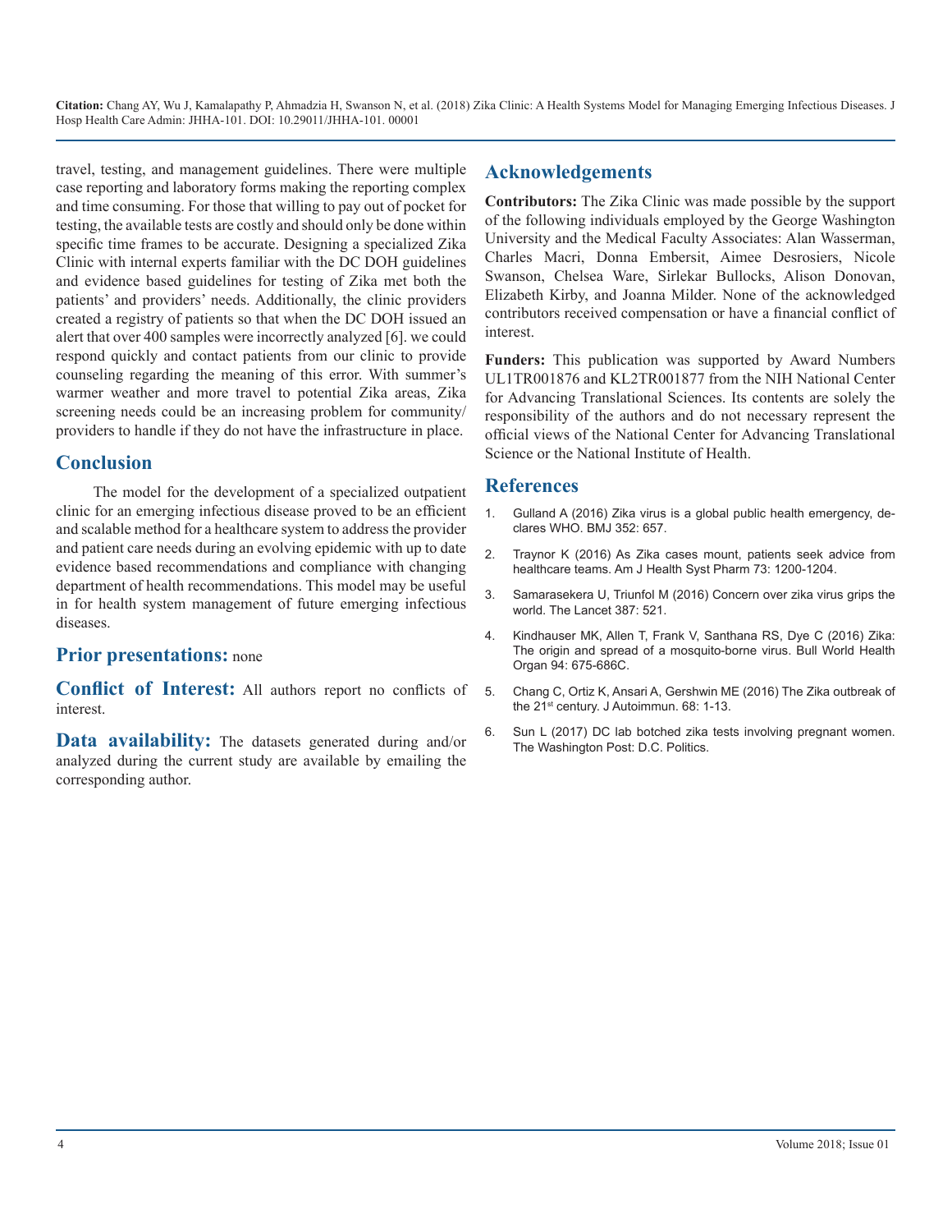travel, testing, and management guidelines. There were multiple case reporting and laboratory forms making the reporting complex and time consuming. For those that willing to pay out of pocket for testing, the available tests are costly and should only be done within specific time frames to be accurate. Designing a specialized Zika Clinic with internal experts familiar with the DC DOH guidelines and evidence based guidelines for testing of Zika met both the patients' and providers' needs. Additionally, the clinic providers created a registry of patients so that when the DC DOH issued an alert that over 400 samples were incorrectly analyzed [6]. we could respond quickly and contact patients from our clinic to provide counseling regarding the meaning of this error. With summer's warmer weather and more travel to potential Zika areas, Zika screening needs could be an increasing problem for community/providers to handle if they do not have the infrastructure in place.

## Conclusion

The model for the development of a specialized outpatient clinic for an emerging infectious disease proved to be an efficient and scalable method for a healthcare system to address the provider and patient care needs during an evolving epidemic with up to date evidence based recommendations and compliance with changing department of health recommendations. This model may be useful in for health system management of future emerging infectious diseases.

## Prior presentations: none

## Conflict of Interest: All authors report no conflicts of interest.

## Data availability: The datasets generated during and/or analyzed during the current study are available by emailing the corresponding author.

## Acknowledgements

**Contributors:** The Zika Clinic was made possible by the support of the following individuals employed by the George Washington University and the Medical Faculty Associates: Alan Wasserman, Charles Macri, Donna Embersit, Aimee Desrosiers, Nicole Swanson, Chelsea Ware, Sirlekar Bullocks, Alison Donovan, Elizabeth Kirby, and Joanna Milder. None of the acknowledged contributors received compensation or have a financial conflict of interest.

**Funders:** This publication was supported by Award Numbers UL1TR001876 and KL2TR001877 from the NIH National Center for Advancing Translational Sciences. Its contents are solely the responsibility of the authors and do not necessary represent the official views of the National Center for Advancing Translational Science or the National Institute of Health.

## References

1. Gulland A (2016) Zika virus is a global public health emergency, declares WHO. BMJ 352: 657.
2. Traynor K (2016) As Zika cases mount, patients seek advice from healthcare teams. Am J Health Syst Pharm 73: 1200-1204.
3. Samarasekera U, Triunfol M (2016) Concern over zika virus grips the world. The Lancet 387: 521.
4. Kindhauser MK, Allen T, Frank V, Santhana RS, Dye C (2016) Zika: The origin and spread of a mosquito-borne virus. Bull World Health Organ 94: 675-686C.
5. Chang C, Ortiz K, Ansari A, Gershwin ME (2016) The Zika outbreak of the 21st century. J Autoimmun. 68: 1-13.
6. Sun L (2017) DC lab botched zika tests involving pregnant women. The Washington Post: D.C. Politics.